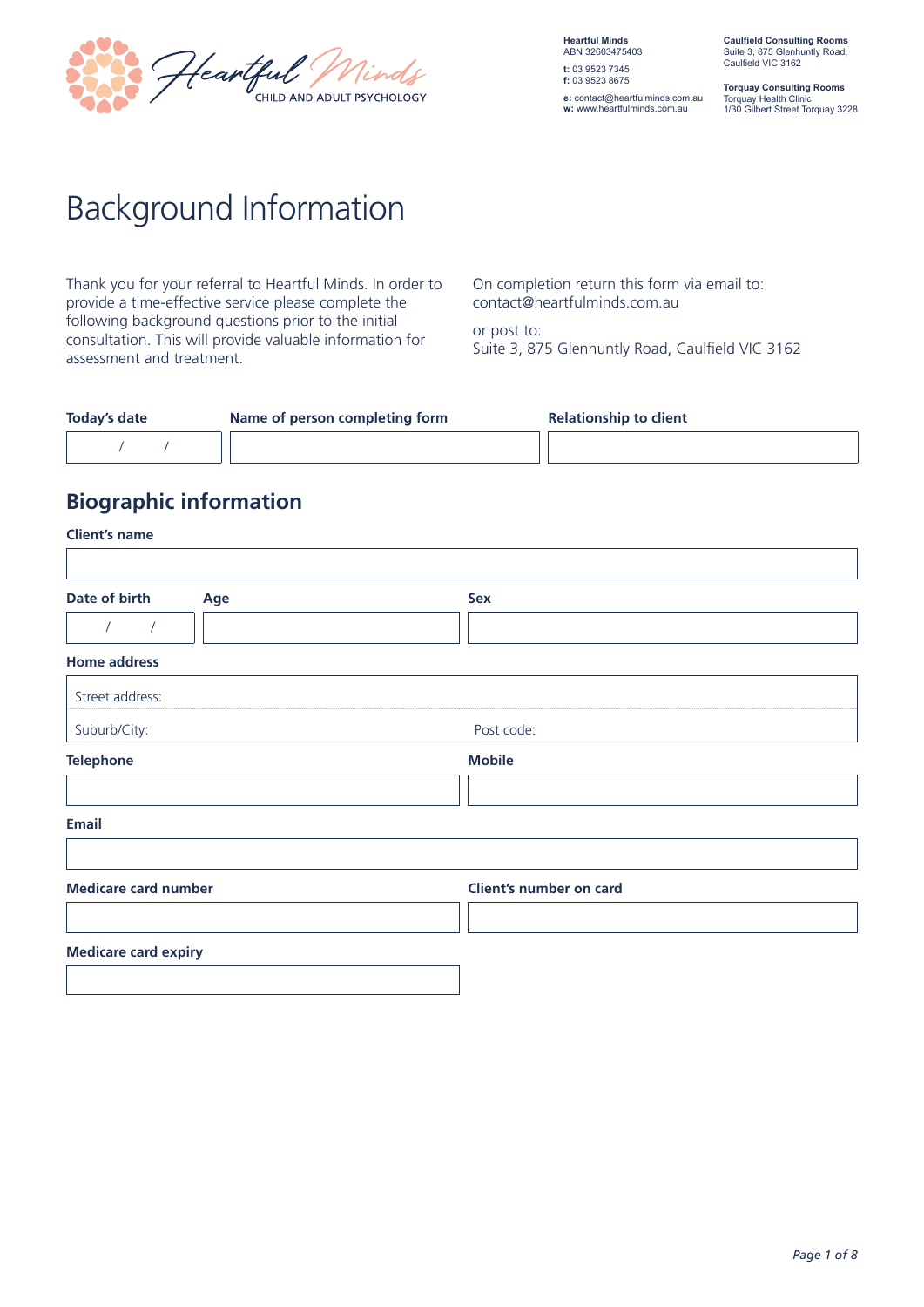Heartful Minds
CHILD AND ADULT PSYCHOLOGY

**Heartful Minds**
ABN 32603475403

**t:** 03 9523 7345
**f:** 03 9523 8675

**e:** contact@heartfulminds.com.au
**w:** www.heartfulminds.com.au

**Caulfield Consulting Rooms**
Suite 3, 875 Glenhuntly Road,
Caulfield VIC 3162

**Torquay Consulting Rooms**
Torquay Health Clinic
1/30 Gilbert Street Torquay 3228

# Background Information

Thank you for your referral to Heartful Minds. In order to provide a time-effective service please complete the following background questions prior to the initial consultation. This will provide valuable information for assessment and treatment.

On completion return this form via email to:
contact@heartfulminds.com.au

or post to:
Suite 3, 875 Glenhuntly Road, Caulfield VIC 3162

| Today's date | Name of person completing form | Relationship to client |
|---|---|---|
| / / | | |

## Biographic information

**Client's name**

| |
|---|
| |

| Date of birth | Age | Sex |
|---|---|---|
| / / | | |

**Home address**

Street address:

Suburb/City: Post code:

| Telephone | Mobile |
|---|---|
| | |

**Email**

| |
|---|
| |

| Medicare card number | Client's number on card |
|---|---|
| | |

**Medicare card expiry**

| |
|---|
| |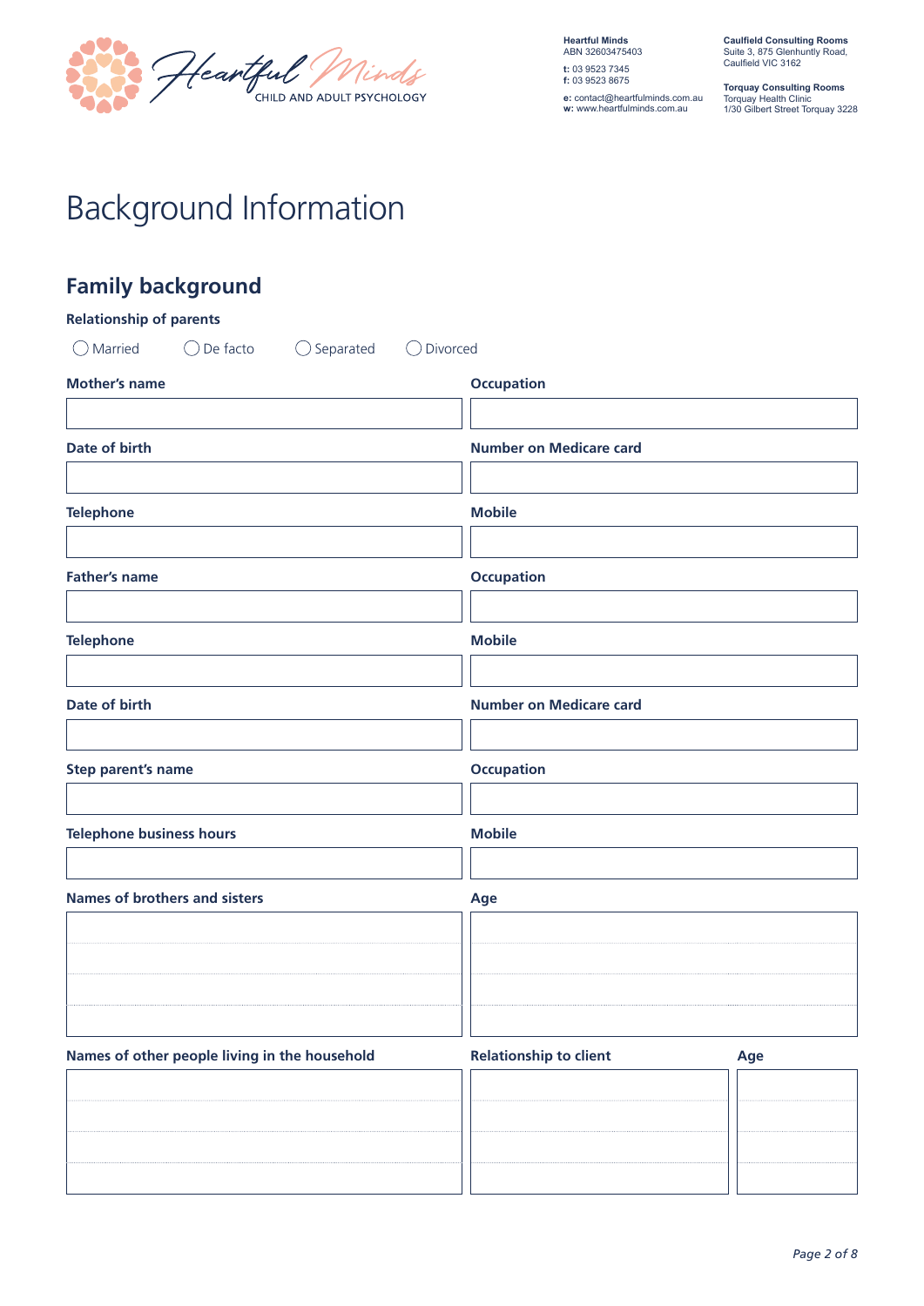Heartful Minds
CHILD AND ADULT PSYCHOLOGY

**Heartful Minds**
ABN 32603475403

**t:** 03 9523 7345
**f:** 03 9523 8675

**e:** contact@heartfulminds.com.au
**w:** www.heartfulminds.com.au

**Caulfield Consulting Rooms**
Suite 3, 875 Glenhuntly Road,
Caulfield VIC 3162

**Torquay Consulting Rooms**
Torquay Health Clinic
1/30 Gilbert Street Torquay 3228

# Background Information

## Family background

**Relationship of parents**

◯ Married ◯ De facto ◯ Separated ◯ Divorced

| Mother's name | Occupation |
|---|---|
| | |

| Date of birth | Number on Medicare card |
|---|---|
| | |

| Telephone | Mobile |
|---|---|
| | |

| Father's name | Occupation |
|---|---|
| | |

| Telephone | Mobile |
|---|---|
| | |

| Date of birth | Number on Medicare card |
|---|---|
| | |

| Step parent's name | Occupation |
|---|---|
| | |

| Telephone business hours | Mobile |
|---|---|
| | |

| Names of brothers and sisters | Age |
|---|---|
| | |
| | |
| | |
| | |

| Names of other people living in the household | Relationship to client | Age |
|---|---|---|
| | | |
| | | |
| | | |
| | | |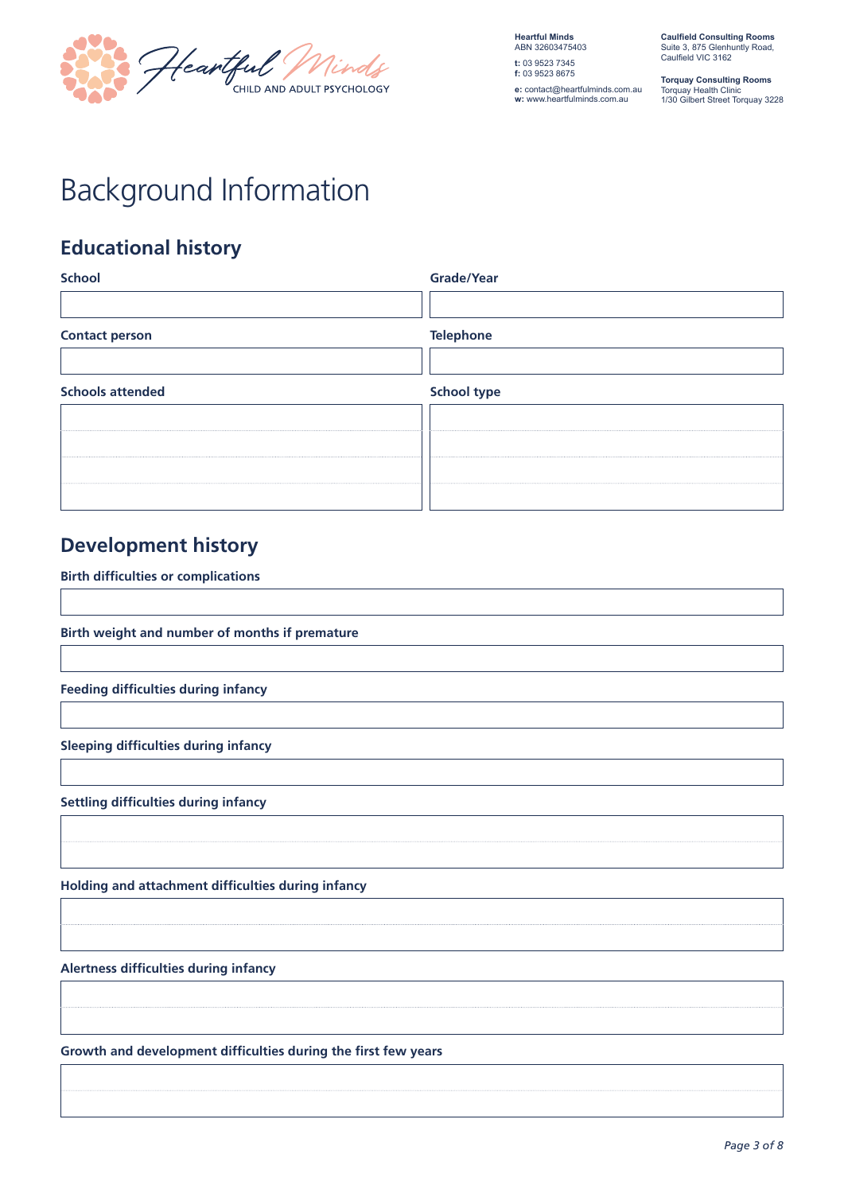# Background Information

## Educational history

| School | Grade/Year |
| --- | --- |
| | |

| Contact person | Telephone |
| --- | --- |
| | |

| Schools attended | School type |
| --- | --- |
| | |
| | |
| | |
| | |

## Development history

**Birth difficulties or complications**

**Birth weight and number of months if premature**

**Feeding difficulties during infancy**

**Sleeping difficulties during infancy**

**Settling difficulties during infancy**

**Holding and attachment difficulties during infancy**

**Alertness difficulties during infancy**

**Growth and development difficulties during the first few years**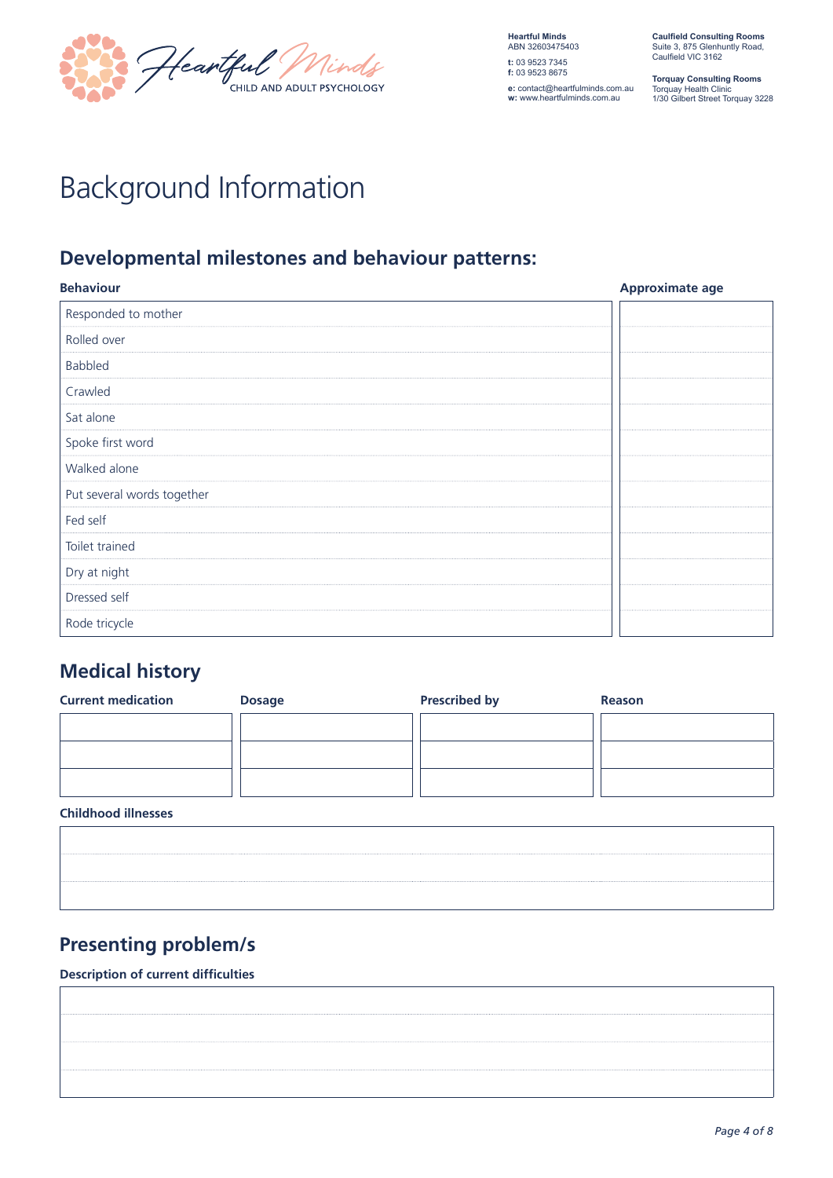Heartful Minds
CHILD AND ADULT PSYCHOLOGY

**Heartful Minds**
ABN 32603475403

**t:** 03 9523 7345
**f:** 03 9523 8675

**e:** contact@heartfulminds.com.au
**w:** www.heartfulminds.com.au

**Caulfield Consulting Rooms**
Suite 3, 875 Glenhuntly Road,
Caulfield VIC 3162

**Torquay Consulting Rooms**
Torquay Health Clinic
1/30 Gilbert Street Torquay 3228

# Background Information

## Developmental milestones and behaviour patterns:

| Behaviour | Approximate age |
|---|---|
| Responded to mother | |
| Rolled over | |
| Babbled | |
| Crawled | |
| Sat alone | |
| Spoke first word | |
| Walked alone | |
| Put several words together | |
| Fed self | |
| Toilet trained | |
| Dry at night | |
| Dressed self | |
| Rode tricycle | |

## Medical history

| Current medication | Dosage | Prescribed by | Reason |
|---|---|---|---|
| | | | |
| | | | |
| | | | |

**Childhood illnesses**

| |
|---|
| |
| |
| |

## Presenting problem/s

**Description of current difficulties**

| |
|---|
| |
| |
| |
| |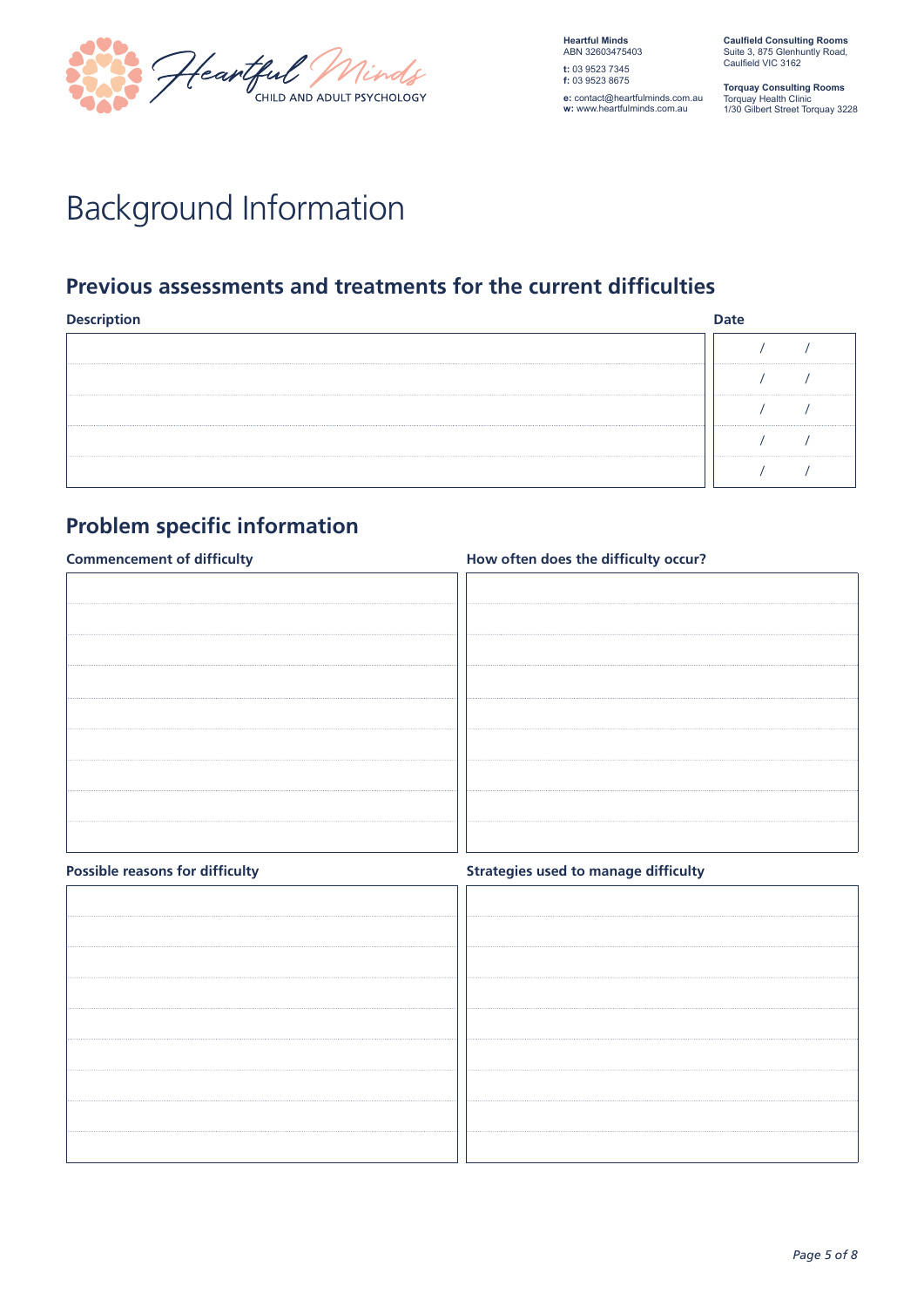# Background Information

## Previous assessments and treatments for the current difficulties

| Description | Date |
|---|---|
| | / / |
| | / / |
| | / / |
| | / / |
| | / / |

## Problem specific information

**Commencement of difficulty**

**How often does the difficulty occur?**

**Possible reasons for difficulty**

**Strategies used to manage difficulty**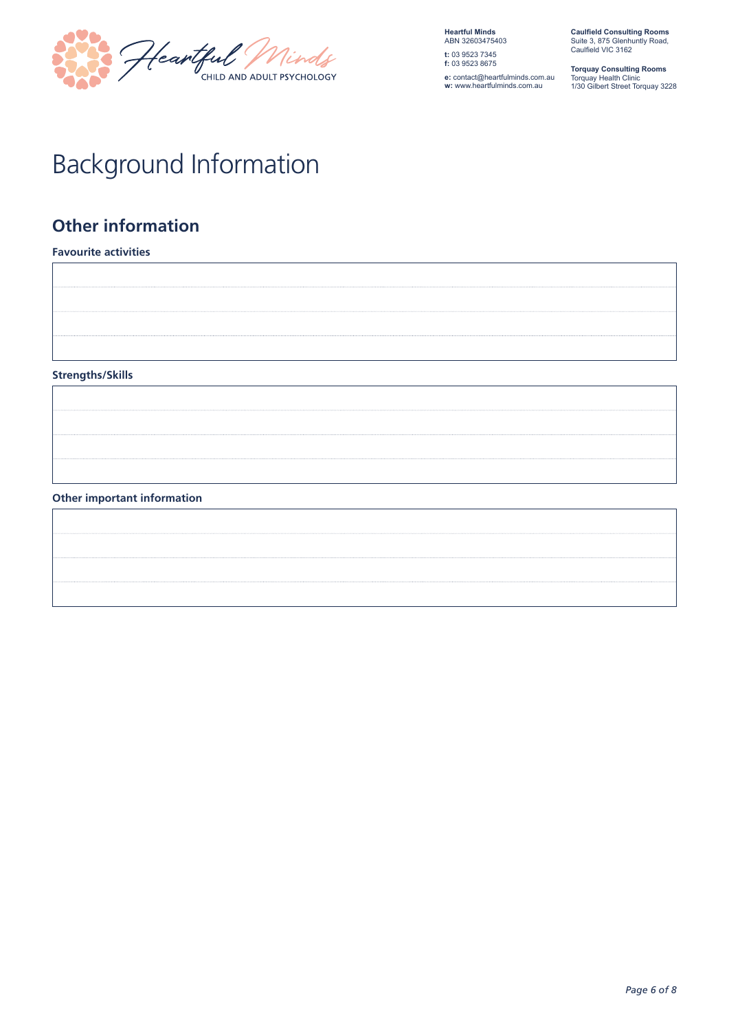# Background Information

## Other information

**Favourite activities**

**Strengths/Skills**

**Other important information**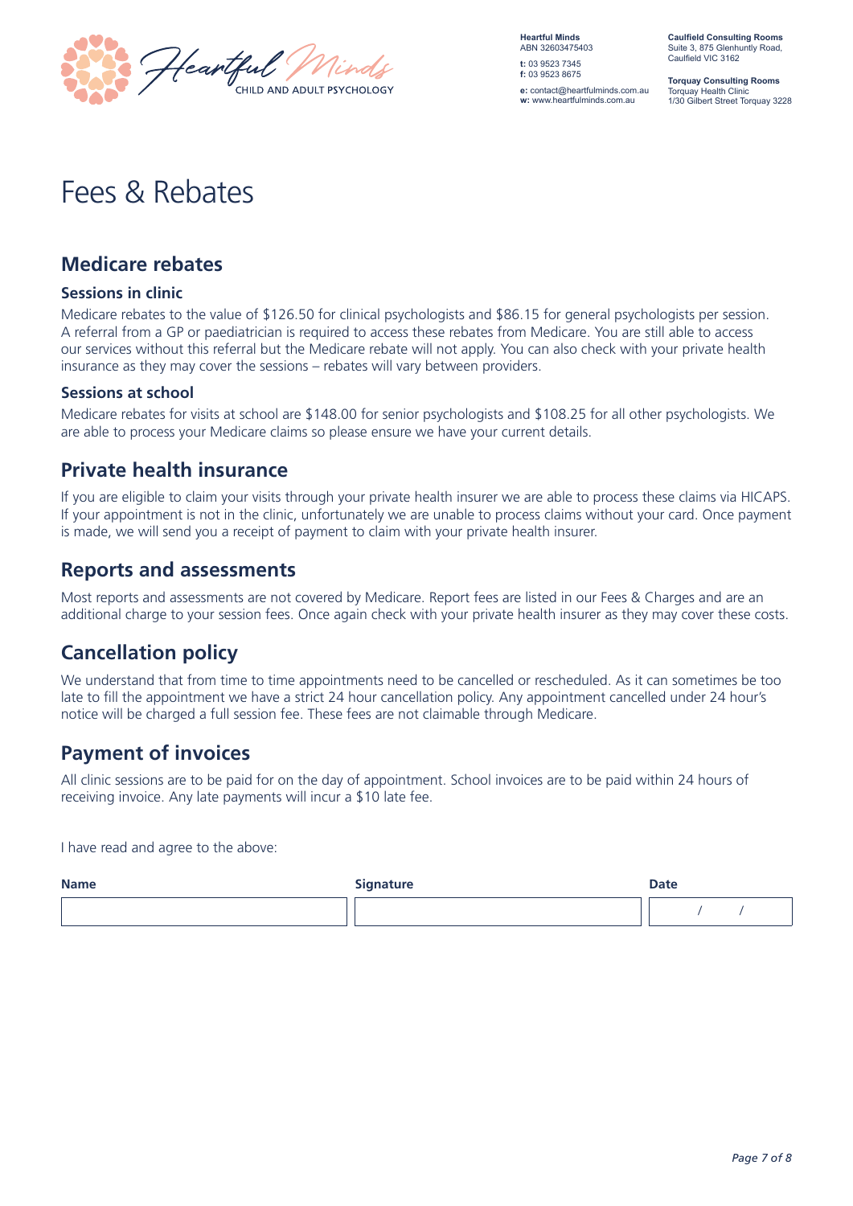Heartful Minds
CHILD AND ADULT PSYCHOLOGY

**Heartful Minds**
ABN 32603475403
**t:** 03 9523 7345
**f:** 03 9523 8675
**e:** contact@heartfulminds.com.au
**w:** www.heartfulminds.com.au

**Caulfield Consulting Rooms**
Suite 3, 875 Glenhuntly Road, Caulfield VIC 3162

**Torquay Consulting Rooms**
Torquay Health Clinic
1/30 Gilbert Street Torquay 3228

# Fees & Rebates

## Medicare rebates

### Sessions in clinic

Medicare rebates to the value of $126.50 for clinical psychologists and $86.15 for general psychologists per session. A referral from a GP or paediatrician is required to access these rebates from Medicare. You are still able to access our services without this referral but the Medicare rebate will not apply. You can also check with your private health insurance as they may cover the sessions – rebates will vary between providers.

### Sessions at school

Medicare rebates for visits at school are $148.00 for senior psychologists and $108.25 for all other psychologists. We are able to process your Medicare claims so please ensure we have your current details.

## Private health insurance

If you are eligible to claim your visits through your private health insurer we are able to process these claims via HICAPS. If your appointment is not in the clinic, unfortunately we are unable to process claims without your card. Once payment is made, we will send you a receipt of payment to claim with your private health insurer.

## Reports and assessments

Most reports and assessments are not covered by Medicare. Report fees are listed in our Fees & Charges and are an additional charge to your session fees. Once again check with your private health insurer as they may cover these costs.

## Cancellation policy

We understand that from time to time appointments need to be cancelled or rescheduled. As it can sometimes be too late to fill the appointment we have a strict 24 hour cancellation policy. Any appointment cancelled under 24 hour's notice will be charged a full session fee. These fees are not claimable through Medicare.

## Payment of invoices

All clinic sessions are to be paid for on the day of appointment. School invoices are to be paid within 24 hours of receiving invoice. Any late payments will incur a $10 late fee.

I have read and agree to the above:

| Name | Signature | Date |
|---|---|---|
| | | / / |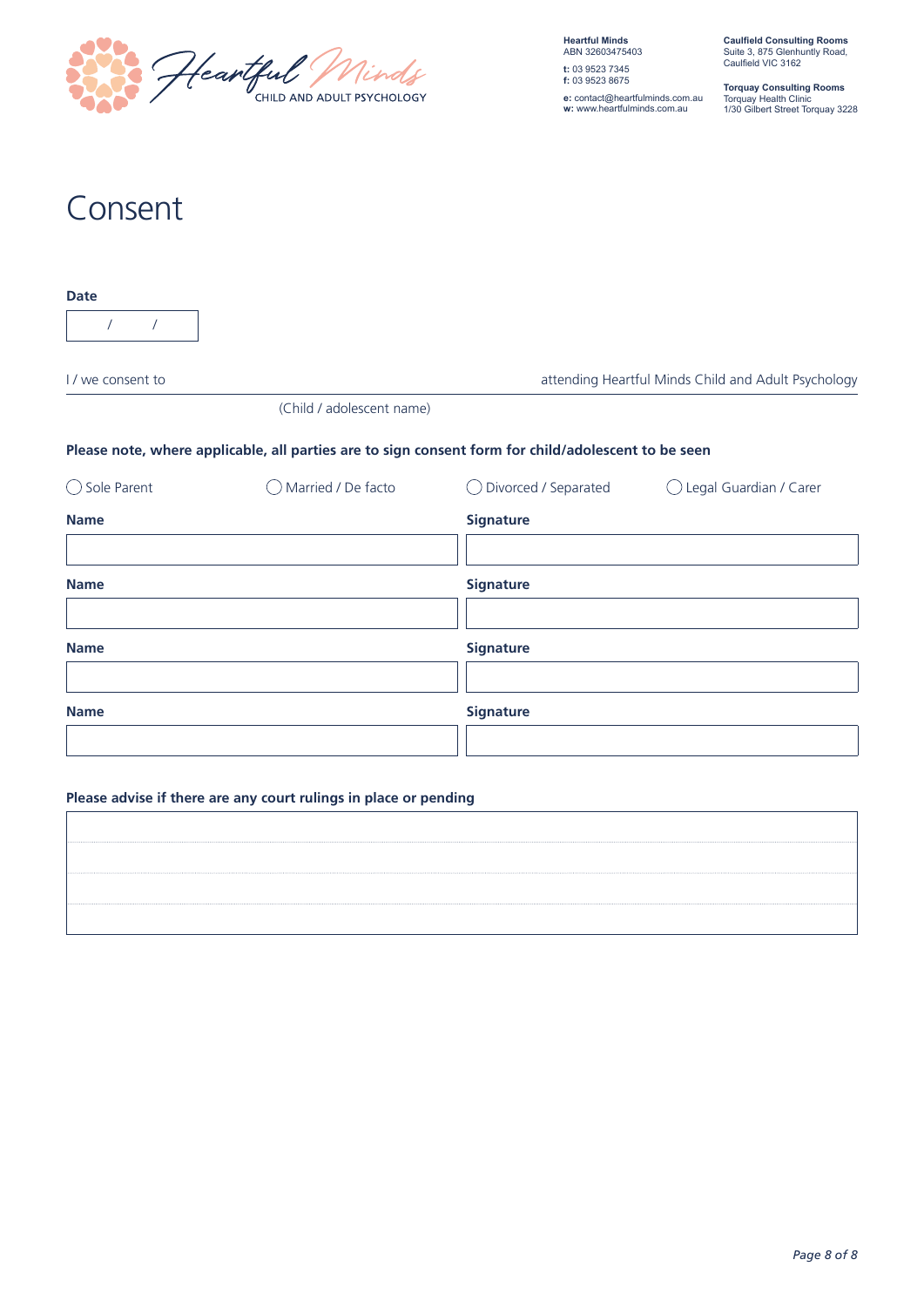Heartful Minds
CHILD AND ADULT PSYCHOLOGY

**Heartful Minds**
ABN 32603475403

**t:** 03 9523 7345
**f:** 03 9523 8675

**e:** contact@heartfulminds.com.au
**w:** www.heartfulminds.com.au

**Caulfield Consulting Rooms**
Suite 3, 875 Glenhuntly Road,
Caulfield VIC 3162

**Torquay Consulting Rooms**
Torquay Health Clinic
1/30 Gilbert Street Torquay 3228

# Consent

**Date**

/ /

I / we consent to ______________________________ attending Heartful Minds Child and Adult Psychology

(Child / adolescent name)

**Please note, where applicable, all parties are to sign consent form for child/adolescent to be seen**

◯ Sole Parent ◯ Married / De facto ◯ Divorced / Separated ◯ Legal Guardian / Carer

| Name | Signature |
|---|---|
| | |

| Name | Signature |
|---|---|
| | |

| Name | Signature |
|---|---|
| | |

| Name | Signature |
|---|---|
| | |

**Please advise if there are any court rulings in place or pending**